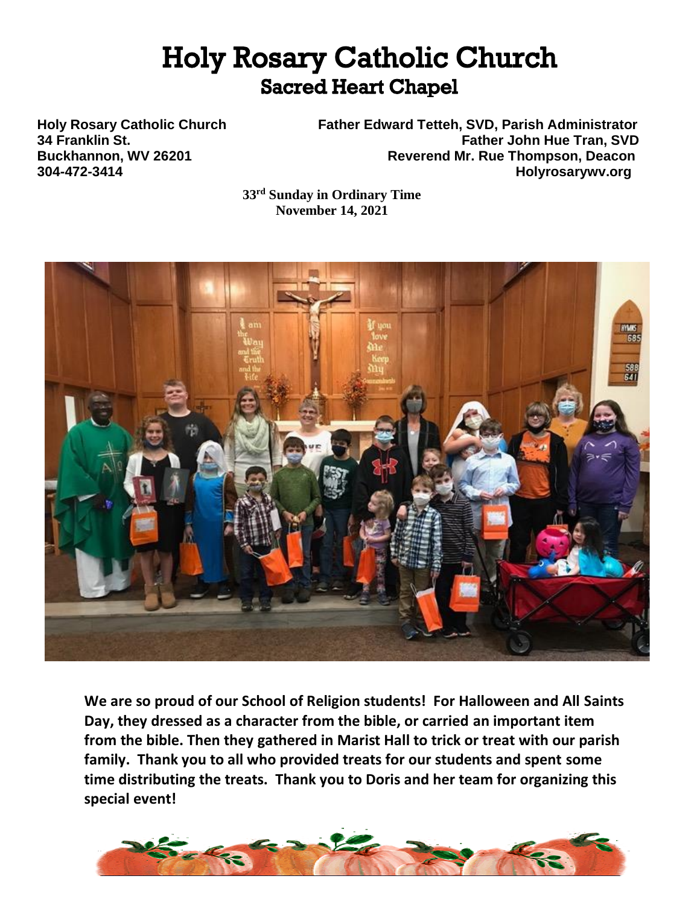# Holy Rosary Catholic Church

## Sacred Heart Chapel

**Holy Rosary Catholic Church**
**34 Franklin St.**
**Buckhannon, WV 26201**
**304-472-3414**

**Father Edward Tetteh, SVD, Parish Administrator**
**Father John Hue Tran, SVD**
**Reverend Mr. Rue Thompson, Deacon**
**Holyrosarywv.org**

**33rd Sunday in Ordinary Time**
**November 14, 2021**

**We are so proud of our School of Religion students! For Halloween and All Saints Day, they dressed as a character from the bible, or carried an important item from the bible. Then they gathered in Marist Hall to trick or treat with our parish family. Thank you to all who provided treats for our students and spent some time distributing the treats. Thank you to Doris and her team for organizing this special event!**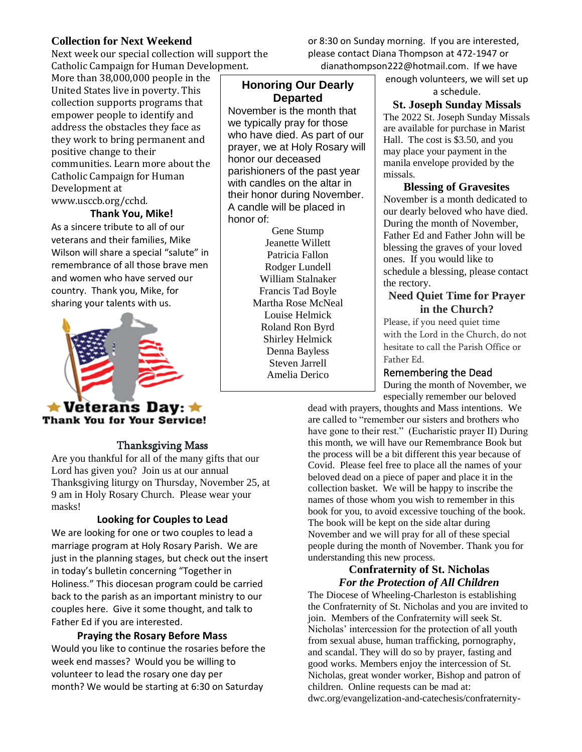## Collection for Next Weekend

Next week our special collection will support the Catholic Campaign for Human Development. More than 38,000,000 people in the United States live in poverty. This collection supports programs that empower people to identify and address the obstacles they face as they work to bring permanent and positive change to their communities. Learn more about the Catholic Campaign for Human Development at www.usccb.org/cchd.

### Thank You, Mike!

As a sincere tribute to all of our veterans and their families, Mike Wilson will share a special "salute" in remembrance of all those brave men and women who have served our country. Thank you, Mike, for sharing your talents with us.

**Veterans Day:**
**Thank You for Your Service!**

### Thanksgiving Mass

Are you thankful for all of the many gifts that our Lord has given you? Join us at our annual Thanksgiving liturgy on Thursday, November 25, at 9 am in Holy Rosary Church. Please wear your masks!

### Looking for Couples to Lead

We are looking for one or two couples to lead a marriage program at Holy Rosary Parish. We are just in the planning stages, but check out the insert in today's bulletin concerning "Together in Holiness." This diocesan program could be carried back to the parish as an important ministry to our couples here. Give it some thought, and talk to Father Ed if you are interested.

### Praying the Rosary Before Mass

Would you like to continue the rosaries before the week end masses? Would you be willing to volunteer to lead the rosary one day per month? We would be starting at 6:30 on Saturday or 8:30 on Sunday morning. If you are interested, please contact Diana Thompson at 472-1947 or dianathompson222@hotmail.com. If we have enough volunteers, we will set up a schedule.

## Honoring Our Dearly Departed

November is the month that we typically pray for those who have died. As part of our prayer, we at Holy Rosary will honor our deceased parishioners of the past year with candles on the altar in their honor during November. A candle will be placed in honor of:

Gene Stump
Jeanette Willett
Patricia Fallon
Rodger Lundell
William Stalnaker
Francis Tad Boyle
Martha Rose McNeal
Louise Helmick
Roland Ron Byrd
Shirley Helmick
Denna Bayless
Steven Jarrell
Amelia Derico

### St. Joseph Sunday Missals

The 2022 St. Joseph Sunday Missals are available for purchase in Marist Hall. The cost is $3.50, and you may place your payment in the manila envelope provided by the missals.

### Blessing of Gravesites

November is a month dedicated to our dearly beloved who have died. During the month of November, Father Ed and Father John will be blessing the graves of your loved ones. If you would like to schedule a blessing, please contact the rectory.

### Need Quiet Time for Prayer in the Church?

Please, if you need quiet time with the Lord in the Church, do not hesitate to call the Parish Office or Father Ed.

### Remembering the Dead

During the month of November, we especially remember our beloved dead with prayers, thoughts and Mass intentions. We are called to "remember our sisters and brothers who have gone to their rest." (Eucharistic prayer II) During this month, we will have our Remembrance Book but the process will be a bit different this year because of Covid. Please feel free to place all the names of your beloved dead on a piece of paper and place it in the collection basket. We will be happy to inscribe the names of those whom you wish to remember in this book for you, to avoid excessive touching of the book. The book will be kept on the side altar during November and we will pray for all of these special people during the month of November. Thank you for understanding this new process.

### Confraternity of St. Nicholas
***For the Protection of All Children***

The Diocese of Wheeling-Charleston is establishing the Confraternity of St. Nicholas and you are invited to join. Members of the Confraternity will seek St. Nicholas' intercession for the protection of all youth from sexual abuse, human trafficking, pornography, and scandal. They will do so by prayer, fasting and good works. Members enjoy the intercession of St. Nicholas, great wonder worker, Bishop and patron of children. Online requests can be mad at: dwc.org/evangelization-and-catechesis/confraternity-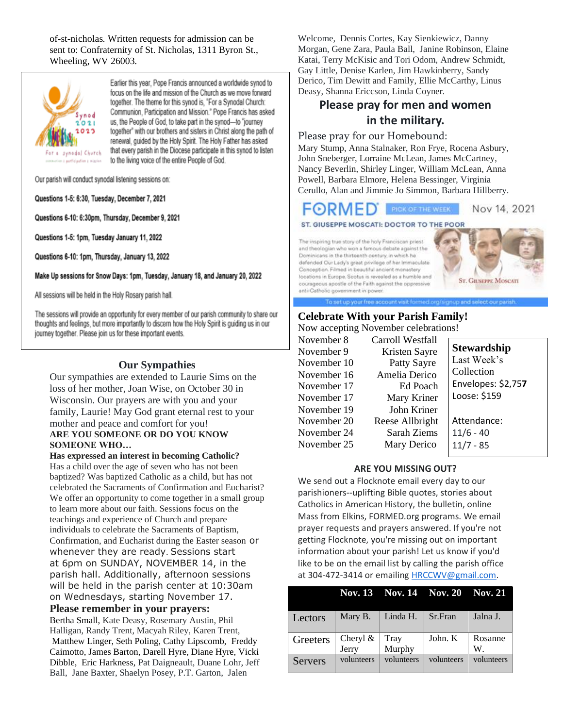of-st-nicholas. Written requests for admission can be sent to: Confraternity of St. Nicholas, 1311 Byron St., Wheeling, WV 26003.

Earlier this year, Pope Francis announced a worldwide synod to focus on the life and mission of the Church as we move forward together. The theme for this synod is, "For a Synodal Church: Communion, Participation and Mission." Pope Francis has asked us, the People of God, to take part in the synod—to "journey together" with our brothers and sisters in Christ along the path of renewal, guided by the Holy Spirit. The Holy Father has asked that every parish in the Diocese participate in this synod to listen to the living voice of the entire People of God.

Our parish will conduct synodal listening sessions on:

**Questions 1-5: 6:30, Tuesday, December 7, 2021**

**Questions 6-10: 6:30pm, Thursday, December 9, 2021**

**Questions 1-5: 1pm, Tuesday January 11, 2022**

**Questions 6-10: 1pm, Thursday, January 13, 2022**

**Make Up sessions for Snow Days: 1pm, Tuesday, January 18, and January 20, 2022**

All sessions will be held in the Holy Rosary parish hall.

The sessions will provide an opportunity for every member of our parish community to share our thoughts and feelings, but more importantly to discern how the Holy Spirit is guiding us in our journey together. Please join us for these important events.

## Our Sympathies

Our sympathies are extended to Laurie Sims on the loss of her mother, Joan Wise, on October 30 in Wisconsin. Our prayers are with you and your family, Laurie! May God grant eternal rest to your mother and peace and comfort for you!

**ARE YOU SOMEONE OR DO YOU KNOW SOMEONE WHO…**

**Has expressed an interest in becoming Catholic?** Has a child over the age of seven who has not been baptized? Was baptized Catholic as a child, but has not celebrated the Sacraments of Confirmation and Eucharist? We offer an opportunity to come together in a small group to learn more about our faith. Sessions focus on the teachings and experience of Church and prepare individuals to celebrate the Sacraments of Baptism, Confirmation, and Eucharist during the Easter season or whenever they are ready. Sessions start at 6pm on SUNDAY, NOVEMBER 14, in the parish hall. Additionally, afternoon sessions will be held in the parish center at 10:30am on Wednesdays, starting November 17.

**Please remember in your prayers:**

Bertha Small, Kate Deasy, Rosemary Austin, Phil Halligan, Randy Trent, Macyah Riley, Karen Trent, Matthew Linger, Seth Poling, Cathy Lipscomb, Freddy Caimotto, James Barton, Darell Hyre, Diane Hyre, Vicki Dibble, Eric Harkness, Pat Daigneault, Duane Lohr, Jeff Ball, Jane Baxter, Shaelyn Posey, P.T. Garton, Jalen Welcome, Dennis Cortes, Kay Sienkiewicz, Danny Morgan, Gene Zara, Paula Ball, Janine Robinson, Elaine Katai, Terry McKisic and Tori Odom, Andrew Schmidt, Gay Little, Denise Karlen, Jim Hawkinberry, Sandy Derico, Tim Dewitt and Family, Ellie McCarthy, Linus Deasy, Shanna Ericcson, Linda Coyner.

## Please pray for men and women in the military.

Please pray for our Homebound:

Mary Stump, Anna Stalnaker, Ron Frye, Rocena Asbury, John Sneberger, Lorraine McLean, James McCartney, Nancy Beverlin, Shirley Linger, William McLean, Anna Powell, Barbara Elmore, Helena Bessinger, Virginia Cerullo, Alan and Jimmie Jo Simmon, Barbara Hillberry.

FORMED PICK OF THE WEEK Nov 14, 2021

ST. GIUSEPPE MOSCATI: DOCTOR TO THE POOR

The inspiring true story of the holy Franciscan priest and theologian who won a famous debate against the Dominicans in the thirteenth century, in which he defended Our Lady's great privilege of her Immaculate Conception. Filmed in beautiful ancient monastery locations in Europe, Scotus is revealed as a humble and courageous apostle of the Faith against the oppressive anti-Catholic government in power.

To set up your free account visit formed.org/signup and select our parish.

## Celebrate With your Parish Family!

Now accepting November celebrations!

| | |
|---|---|
| November 8 | Carroll Westfall |
| November 9 | Kristen Sayre |
| November 10 | Patty Sayre |
| November 16 | Amelia Derico |
| November 17 | Ed Poach |
| November 17 | Mary Kriner |
| November 19 | John Kriner |
| November 20 | Reese Allbright |
| November 24 | Sarah Ziems |
| November 25 | Mary Derico |

**Stewardship**

Last Week's Collection
Envelopes: $2,757
Loose: $159

Attendance:
11/6 - 40
11/7 - 85

**ARE YOU MISSING OUT?**

We send out a Flocknote email every day to our parishioners--uplifting Bible quotes, stories about Catholics in American History, the bulletin, online Mass from Elkins, FORMED.org programs. We email prayer requests and prayers answered. If you're not getting Flocknote, you're missing out on important information about your parish! Let us know if you'd like to be on the email list by calling the parish office at 304-472-3414 or emailing HRCCWV@gmail.com.

| | Nov. 13 | Nov. 14 | Nov. 20 | Nov. 21 |
|---|---|---|---|---|
| Lectors | Mary B. | Linda H. | Sr.Fran | Jalna J. |
| Greeters | Cheryl & Jerry | Tray Murphy | John. K | Rosanne W. |
| Servers | volunteers | volunteers | volunteers | volunteers |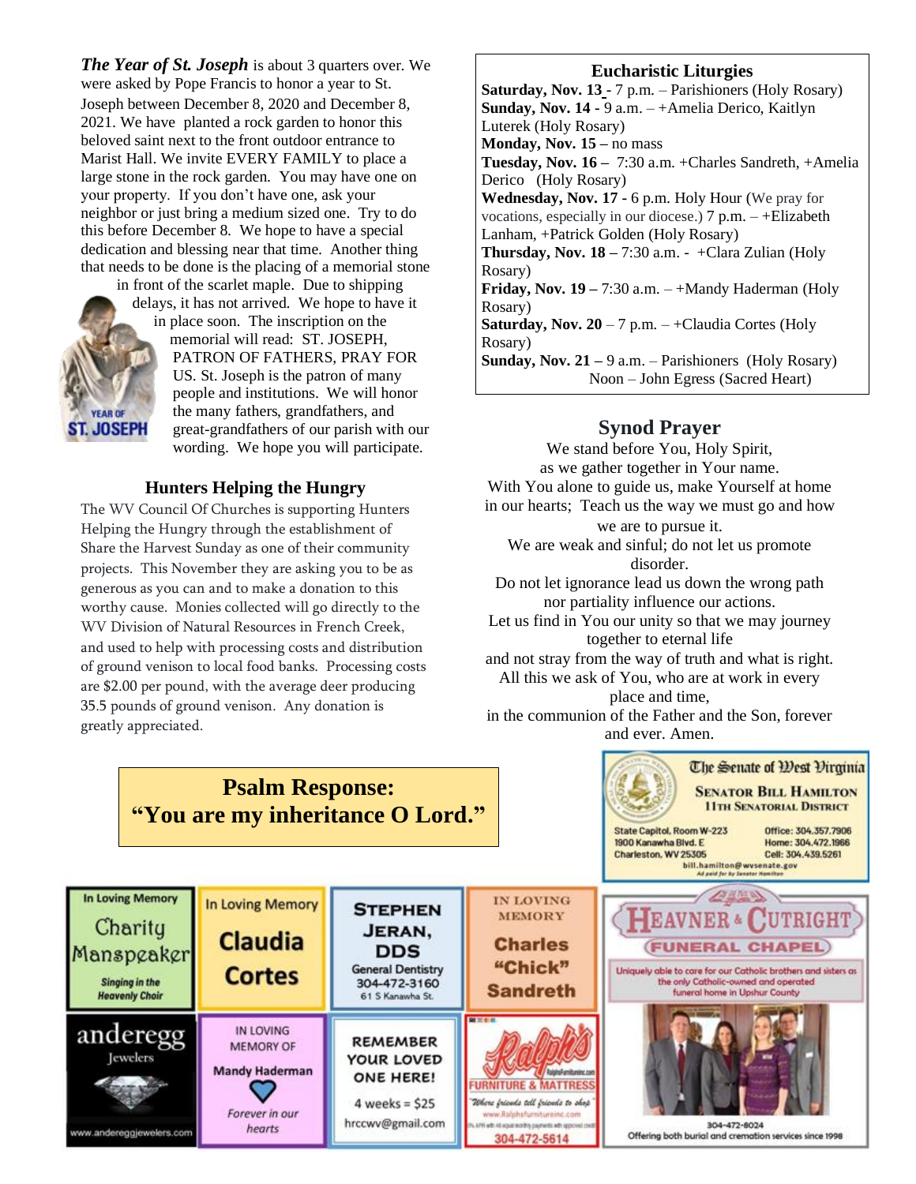***The Year of St. Joseph*** is about 3 quarters over. We were asked by Pope Francis to honor a year to St. Joseph between December 8, 2020 and December 8, 2021. We have planted a rock garden to honor this beloved saint next to the front outdoor entrance to Marist Hall. We invite EVERY FAMILY to place a large stone in the rock garden. You may have one on your property. If you don't have one, ask your neighbor or just bring a medium sized one. Try to do this before December 8. We hope to have a special dedication and blessing near that time. Another thing that needs to be done is the placing of a memorial stone in front of the scarlet maple. Due to shipping delays, it has not arrived. We hope to have it in place soon. The inscription on the memorial will read: ST. JOSEPH, PATRON OF FATHERS, PRAY FOR US. St. Joseph is the patron of many people and institutions. We will honor the many fathers, grandfathers, and great-grandfathers of our parish with our wording. We hope you will participate.

YEAR OF ST. JOSEPH

### Hunters Helping the Hungry

The WV Council Of Churches is supporting Hunters Helping the Hungry through the establishment of Share the Harvest Sunday as one of their community projects. This November they are asking you to be as generous as you can and to make a donation to this worthy cause. Monies collected will go directly to the WV Division of Natural Resources in French Creek, and used to help with processing costs and distribution of ground venison to local food banks. Processing costs are $2.00 per pound, with the average deer producing 35.5 pounds of ground venison. Any donation is greatly appreciated.

### Eucharistic Liturgies

**Saturday, Nov. 13 -** 7 p.m. – Parishioners (Holy Rosary)
**Sunday, Nov. 14 -** 9 a.m. – +Amelia Derico, Kaitlyn Luterek (Holy Rosary)
**Monday, Nov. 15 –** no mass
**Tuesday, Nov. 16 –** 7:30 a.m. +Charles Sandreth, +Amelia Derico (Holy Rosary)
**Wednesday, Nov. 17 -** 6 p.m. Holy Hour (We pray for vocations, especially in our diocese.) 7 p.m. – +Elizabeth Lanham, +Patrick Golden (Holy Rosary)
**Thursday, Nov. 18 –** 7:30 a.m. - +Clara Zulian (Holy Rosary)
**Friday, Nov. 19 –** 7:30 a.m. – +Mandy Haderman (Holy Rosary)
**Saturday, Nov. 20** – 7 p.m. – +Claudia Cortes (Holy Rosary)
**Sunday, Nov. 21 –** 9 a.m. – Parishioners (Holy Rosary)
Noon – John Egress (Sacred Heart)

### Synod Prayer

We stand before You, Holy Spirit,
as we gather together in Your name.
With You alone to guide us, make Yourself at home in our hearts; Teach us the way we must go and how we are to pursue it.
We are weak and sinful; do not let us promote disorder.
Do not let ignorance lead us down the wrong path nor partiality influence our actions.
Let us find in You our unity so that we may journey together to eternal life
and not stray from the way of truth and what is right.
All this we ask of You, who are at work in every place and time,
in the communion of the Father and the Son, forever and ever. Amen.

**Psalm Response:**
**"You are my inheritance O Lord."**

The Senate of West Virginia
SENATOR BILL HAMILTON
11TH SENATORIAL DISTRICT
State Capitol, Room W-223
1900 Kanawha Blvd. E
Charleston, WV 25305
Office: 304.357.7906
Home: 304.472.1966
Cell: 304.439.5261
bill.hamilton@wvsenate.gov
Ad paid for by Senator Hamilton

In Loving Memory
Charity Manspeaker
Singing in the Heavenly Choir

In Loving Memory
Claudia Cortes

STEPHEN JERAN, DDS
General Dentistry
304-472-3160
61 S Kanawha St.

IN LOVING MEMORY
Charles "Chick" Sandreth

HEAVNER & CUTRIGHT FUNERAL CHAPEL
Uniquely able to care for our Catholic brothers and sisters as the only Catholic-owned and operated funeral home in Upshur County
304-472-8024
Offering both burial and cremation services since 1998

anderegg Jewelers
www.andereggjewelers.com

IN LOVING MEMORY OF
Mandy Haderman
Forever in our hearts

REMEMBER YOUR LOVED ONE HERE!
4 weeks = $25
hrccwv@gmail.com

Ralph's FURNITURE & MATTRESS
Where friends tell friends to shop
www.Ralphsfurnitureinc.com
304-472-5614